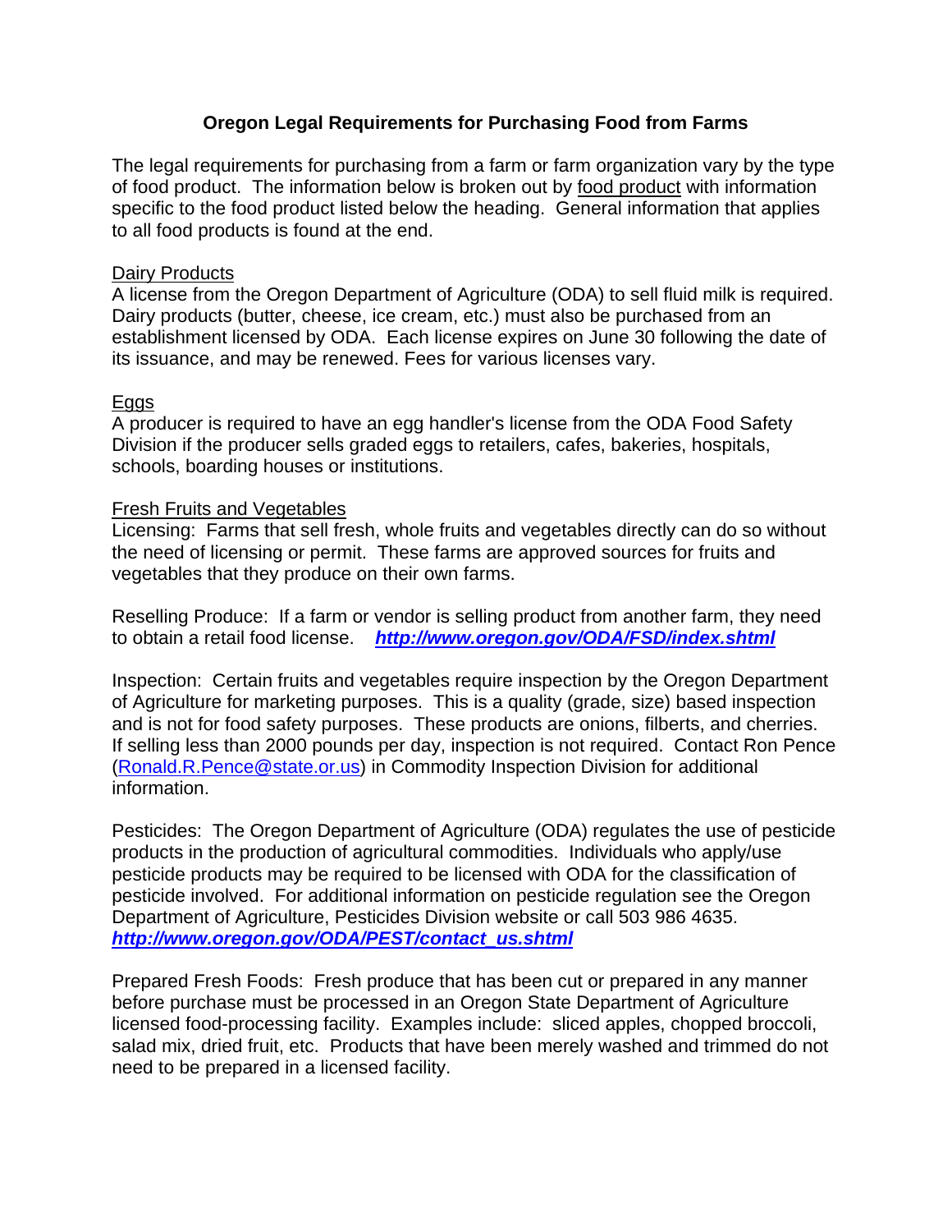# Oregon Legal Requirements for Purchasing Food from Farms

The legal requirements for purchasing from a farm or farm organization vary by the type of food product. The information below is broken out by food product with information specific to the food product listed below the heading. General information that applies to all food products is found at the end.

## Dairy Products

A license from the Oregon Department of Agriculture (ODA) to sell fluid milk is required. Dairy products (butter, cheese, ice cream, etc.) must also be purchased from an establishment licensed by ODA. Each license expires on June 30 following the date of its issuance, and may be renewed. Fees for various licenses vary.

## Eggs

A producer is required to have an egg handler's license from the ODA Food Safety Division if the producer sells graded eggs to retailers, cafes, bakeries, hospitals, schools, boarding houses or institutions.

## Fresh Fruits and Vegetables

Licensing: Farms that sell fresh, whole fruits and vegetables directly can do so without the need of licensing or permit. These farms are approved sources for fruits and vegetables that they produce on their own farms.

Reselling Produce: If a farm or vendor is selling product from another farm, they need to obtain a retail food license. ***http://www.oregon.gov/ODA/FSD/index.shtml***

Inspection: Certain fruits and vegetables require inspection by the Oregon Department of Agriculture for marketing purposes. This is a quality (grade, size) based inspection and is not for food safety purposes. These products are onions, filberts, and cherries. If selling less than 2000 pounds per day, inspection is not required. Contact Ron Pence (Ronald.R.Pence@state.or.us) in Commodity Inspection Division for additional information.

Pesticides: The Oregon Department of Agriculture (ODA) regulates the use of pesticide products in the production of agricultural commodities. Individuals who apply/use pesticide products may be required to be licensed with ODA for the classification of pesticide involved. For additional information on pesticide regulation see the Oregon Department of Agriculture, Pesticides Division website or call 503 986 4635. ***http://www.oregon.gov/ODA/PEST/contact_us.shtml***

Prepared Fresh Foods: Fresh produce that has been cut or prepared in any manner before purchase must be processed in an Oregon State Department of Agriculture licensed food-processing facility. Examples include: sliced apples, chopped broccoli, salad mix, dried fruit, etc. Products that have been merely washed and trimmed do not need to be prepared in a licensed facility.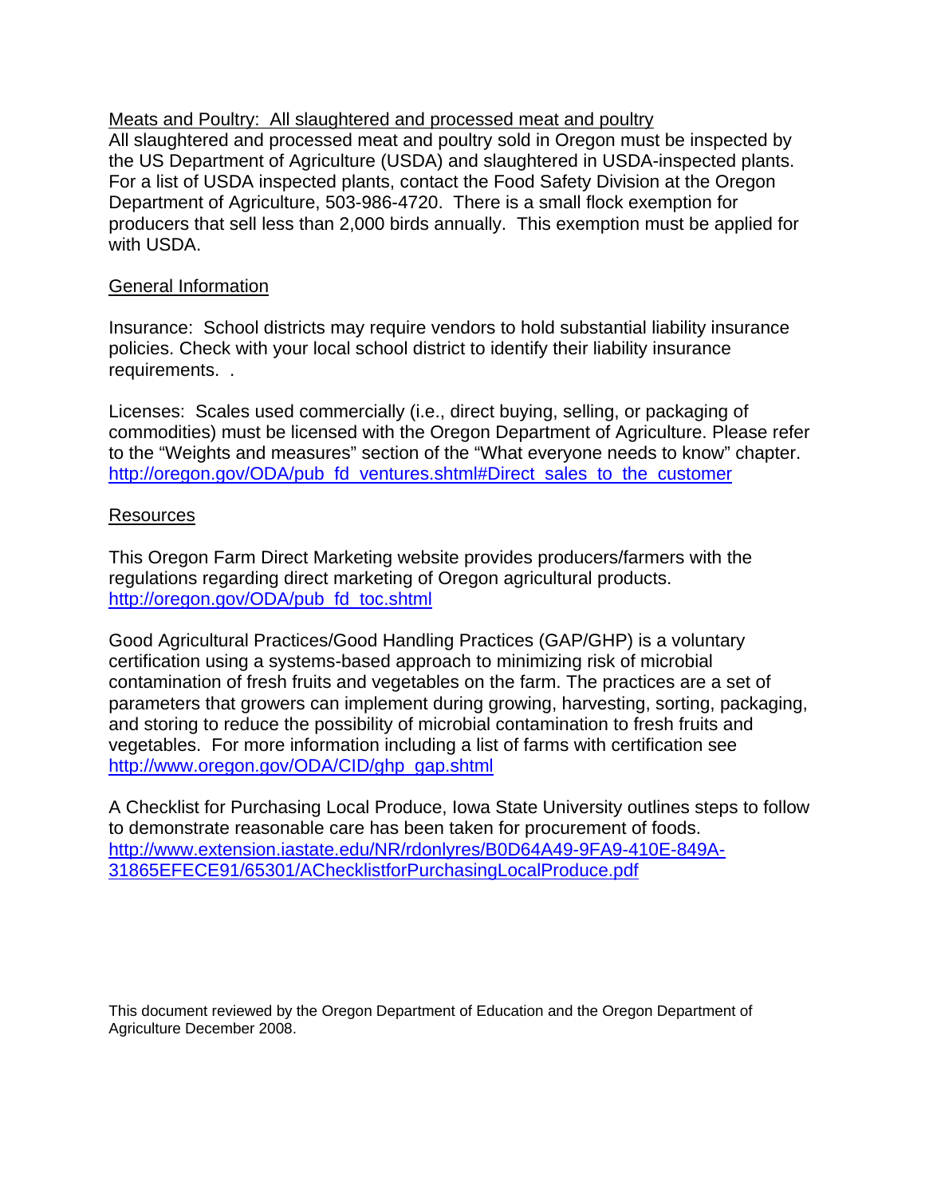Meats and Poultry: All slaughtered and processed meat and poultry

All slaughtered and processed meat and poultry sold in Oregon must be inspected by the US Department of Agriculture (USDA) and slaughtered in USDA-inspected plants. For a list of USDA inspected plants, contact the Food Safety Division at the Oregon Department of Agriculture, 503-986-4720. There is a small flock exemption for producers that sell less than 2,000 birds annually. This exemption must be applied for with USDA.

## General Information

Insurance: School districts may require vendors to hold substantial liability insurance policies. Check with your local school district to identify their liability insurance requirements. .

Licenses: Scales used commercially (i.e., direct buying, selling, or packaging of commodities) must be licensed with the Oregon Department of Agriculture. Please refer to the "Weights and measures" section of the "What everyone needs to know" chapter. http://oregon.gov/ODA/pub_fd_ventures.shtml#Direct_sales_to_the_customer

## Resources

This Oregon Farm Direct Marketing website provides producers/farmers with the regulations regarding direct marketing of Oregon agricultural products. http://oregon.gov/ODA/pub_fd_toc.shtml

Good Agricultural Practices/Good Handling Practices (GAP/GHP) is a voluntary certification using a systems-based approach to minimizing risk of microbial contamination of fresh fruits and vegetables on the farm. The practices are a set of parameters that growers can implement during growing, harvesting, sorting, packaging, and storing to reduce the possibility of microbial contamination to fresh fruits and vegetables. For more information including a list of farms with certification see http://www.oregon.gov/ODA/CID/ghp_gap.shtml

A Checklist for Purchasing Local Produce, Iowa State University outlines steps to follow to demonstrate reasonable care has been taken for procurement of foods. http://www.extension.iastate.edu/NR/rdonlyres/B0D64A49-9FA9-410E-849A-31865EFECE91/65301/AChecklistforPurchasingLocalProduce.pdf

This document reviewed by the Oregon Department of Education and the Oregon Department of Agriculture December 2008.